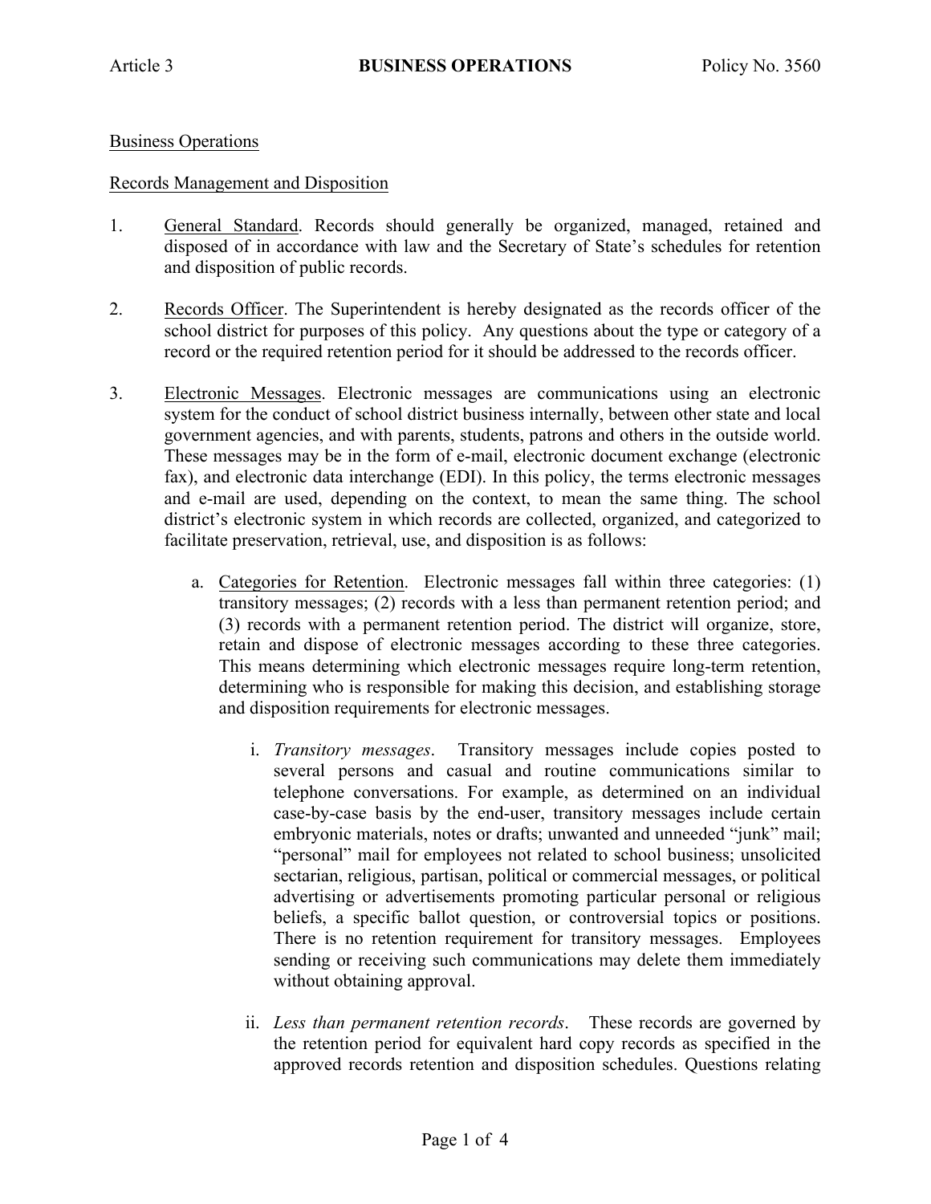Article 3 **BUSINESS OPERATIONS** Policy No. 3560

Business Operations

Records Management and Disposition

1. General Standard. Records should generally be organized, managed, retained and disposed of in accordance with law and the Secretary of State's schedules for retention and disposition of public records.

2. Records Officer. The Superintendent is hereby designated as the records officer of the school district for purposes of this policy. Any questions about the type or category of a record or the required retention period for it should be addressed to the records officer.

3. Electronic Messages. Electronic messages are communications using an electronic system for the conduct of school district business internally, between other state and local government agencies, and with parents, students, patrons and others in the outside world. These messages may be in the form of e-mail, electronic document exchange (electronic fax), and electronic data interchange (EDI). In this policy, the terms electronic messages and e-mail are used, depending on the context, to mean the same thing. The school district's electronic system in which records are collected, organized, and categorized to facilitate preservation, retrieval, use, and disposition is as follows:

   a. Categories for Retention. Electronic messages fall within three categories: (1) transitory messages; (2) records with a less than permanent retention period; and (3) records with a permanent retention period. The district will organize, store, retain and dispose of electronic messages according to these three categories. This means determining which electronic messages require long-term retention, determining who is responsible for making this decision, and establishing storage and disposition requirements for electronic messages.

      i. *Transitory messages*. Transitory messages include copies posted to several persons and casual and routine communications similar to telephone conversations. For example, as determined on an individual case-by-case basis by the end-user, transitory messages include certain embryonic materials, notes or drafts; unwanted and unneeded "junk" mail; "personal" mail for employees not related to school business; unsolicited sectarian, religious, partisan, political or commercial messages, or political advertising or advertisements promoting particular personal or religious beliefs, a specific ballot question, or controversial topics or positions. There is no retention requirement for transitory messages. Employees sending or receiving such communications may delete them immediately without obtaining approval.

      ii. *Less than permanent retention records*. These records are governed by the retention period for equivalent hard copy records as specified in the approved records retention and disposition schedules. Questions relating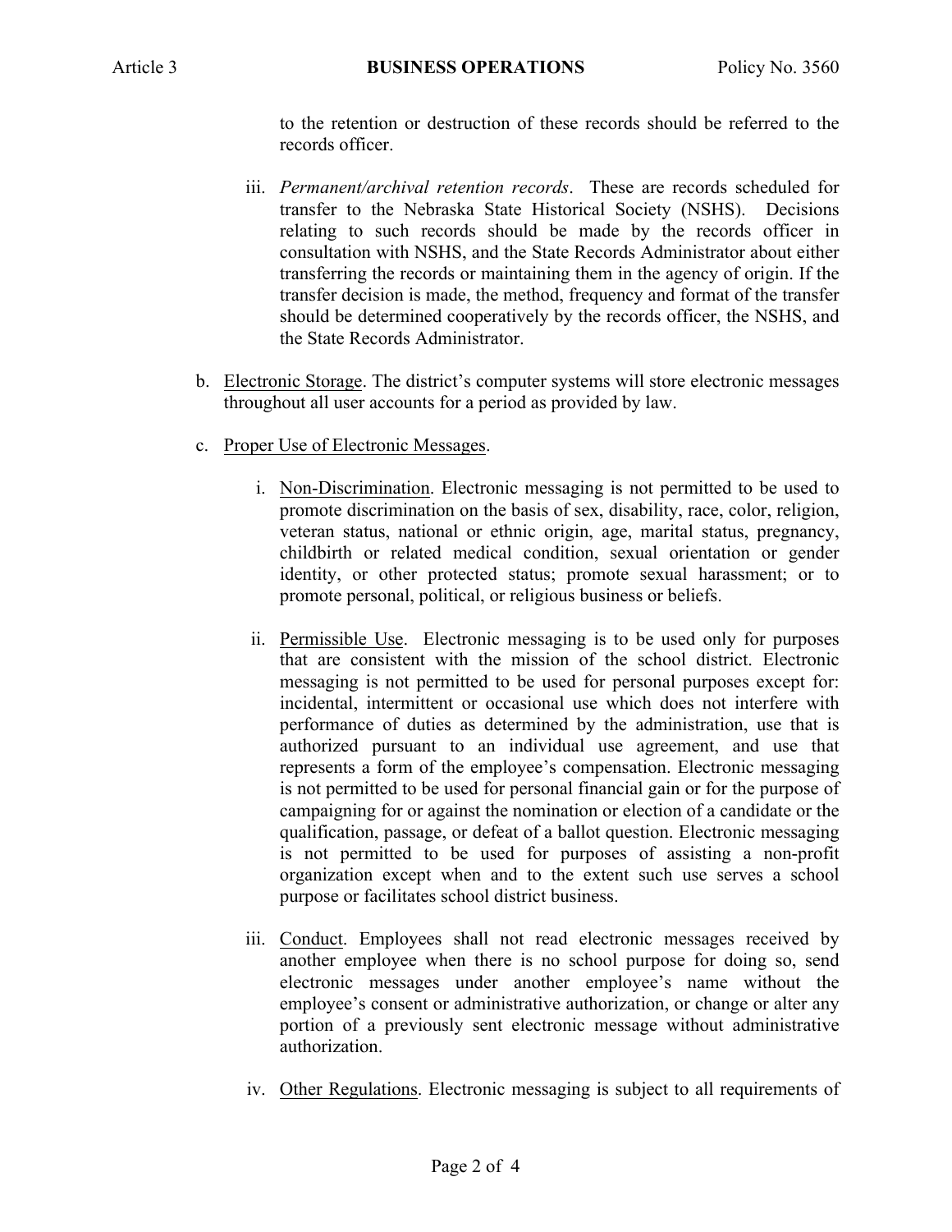to the retention or destruction of these records should be referred to the records officer.

iii. *Permanent/archival retention records*. These are records scheduled for transfer to the Nebraska State Historical Society (NSHS). Decisions relating to such records should be made by the records officer in consultation with NSHS, and the State Records Administrator about either transferring the records or maintaining them in the agency of origin. If the transfer decision is made, the method, frequency and format of the transfer should be determined cooperatively by the records officer, the NSHS, and the State Records Administrator.

b. <u>Electronic Storage</u>. The district's computer systems will store electronic messages throughout all user accounts for a period as provided by law.

c. <u>Proper Use of Electronic Messages</u>.

i. <u>Non-Discrimination</u>. Electronic messaging is not permitted to be used to promote discrimination on the basis of sex, disability, race, color, religion, veteran status, national or ethnic origin, age, marital status, pregnancy, childbirth or related medical condition, sexual orientation or gender identity, or other protected status; promote sexual harassment; or to promote personal, political, or religious business or beliefs.

ii. <u>Permissible Use</u>. Electronic messaging is to be used only for purposes that are consistent with the mission of the school district. Electronic messaging is not permitted to be used for personal purposes except for: incidental, intermittent or occasional use which does not interfere with performance of duties as determined by the administration, use that is authorized pursuant to an individual use agreement, and use that represents a form of the employee's compensation. Electronic messaging is not permitted to be used for personal financial gain or for the purpose of campaigning for or against the nomination or election of a candidate or the qualification, passage, or defeat of a ballot question. Electronic messaging is not permitted to be used for purposes of assisting a non-profit organization except when and to the extent such use serves a school purpose or facilitates school district business.

iii. <u>Conduct</u>. Employees shall not read electronic messages received by another employee when there is no school purpose for doing so, send electronic messages under another employee's name without the employee's consent or administrative authorization, or change or alter any portion of a previously sent electronic message without administrative authorization.

iv. <u>Other Regulations</u>. Electronic messaging is subject to all requirements of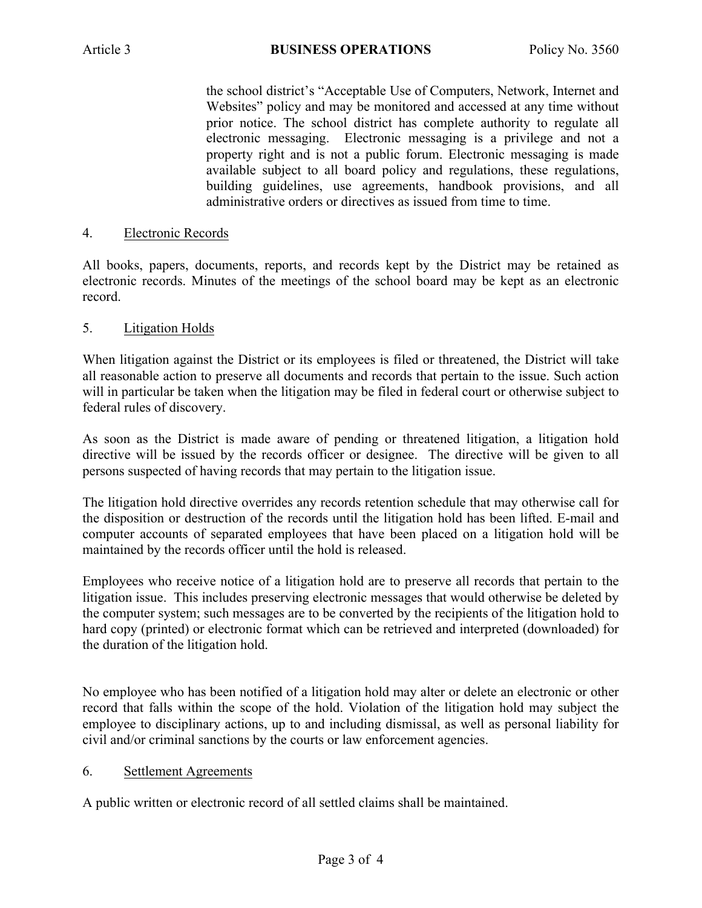the school district's "Acceptable Use of Computers, Network, Internet and Websites" policy and may be monitored and accessed at any time without prior notice. The school district has complete authority to regulate all electronic messaging. Electronic messaging is a privilege and not a property right and is not a public forum. Electronic messaging is made available subject to all board policy and regulations, these regulations, building guidelines, use agreements, handbook provisions, and all administrative orders or directives as issued from time to time.

4. Electronic Records

All books, papers, documents, reports, and records kept by the District may be retained as electronic records. Minutes of the meetings of the school board may be kept as an electronic record.

5. Litigation Holds

When litigation against the District or its employees is filed or threatened, the District will take all reasonable action to preserve all documents and records that pertain to the issue. Such action will in particular be taken when the litigation may be filed in federal court or otherwise subject to federal rules of discovery.

As soon as the District is made aware of pending or threatened litigation, a litigation hold directive will be issued by the records officer or designee. The directive will be given to all persons suspected of having records that may pertain to the litigation issue.

The litigation hold directive overrides any records retention schedule that may otherwise call for the disposition or destruction of the records until the litigation hold has been lifted. E-mail and computer accounts of separated employees that have been placed on a litigation hold will be maintained by the records officer until the hold is released.

Employees who receive notice of a litigation hold are to preserve all records that pertain to the litigation issue. This includes preserving electronic messages that would otherwise be deleted by the computer system; such messages are to be converted by the recipients of the litigation hold to hard copy (printed) or electronic format which can be retrieved and interpreted (downloaded) for the duration of the litigation hold.

No employee who has been notified of a litigation hold may alter or delete an electronic or other record that falls within the scope of the hold. Violation of the litigation hold may subject the employee to disciplinary actions, up to and including dismissal, as well as personal liability for civil and/or criminal sanctions by the courts or law enforcement agencies.

6. Settlement Agreements

A public written or electronic record of all settled claims shall be maintained.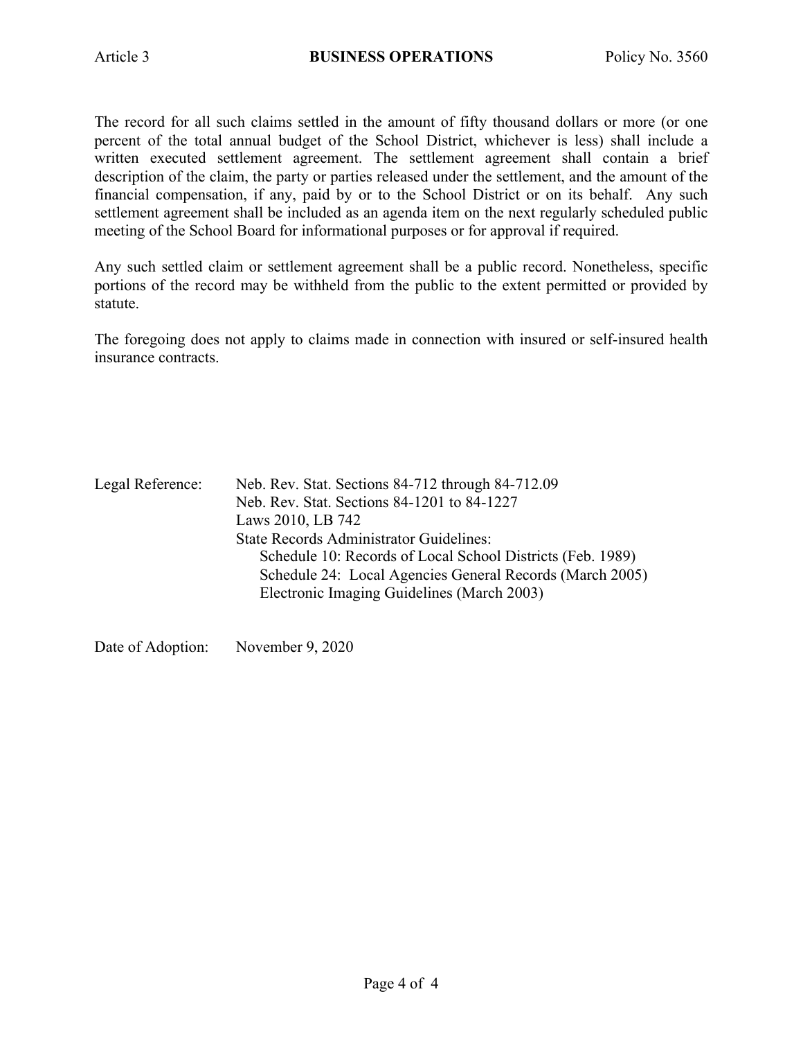The record for all such claims settled in the amount of fifty thousand dollars or more (or one percent of the total annual budget of the School District, whichever is less) shall include a written executed settlement agreement. The settlement agreement shall contain a brief description of the claim, the party or parties released under the settlement, and the amount of the financial compensation, if any, paid by or to the School District or on its behalf. Any such settlement agreement shall be included as an agenda item on the next regularly scheduled public meeting of the School Board for informational purposes or for approval if required.

Any such settled claim or settlement agreement shall be a public record. Nonetheless, specific portions of the record may be withheld from the public to the extent permitted or provided by statute.

The foregoing does not apply to claims made in connection with insured or self-insured health insurance contracts.

Legal Reference: Neb. Rev. Stat. Sections 84-712 through 84-712.09
Neb. Rev. Stat. Sections 84-1201 to 84-1227
Laws 2010, LB 742
State Records Administrator Guidelines:
Schedule 10: Records of Local School Districts (Feb. 1989)
Schedule 24: Local Agencies General Records (March 2005)
Electronic Imaging Guidelines (March 2003)

Date of Adoption: November 9, 2020